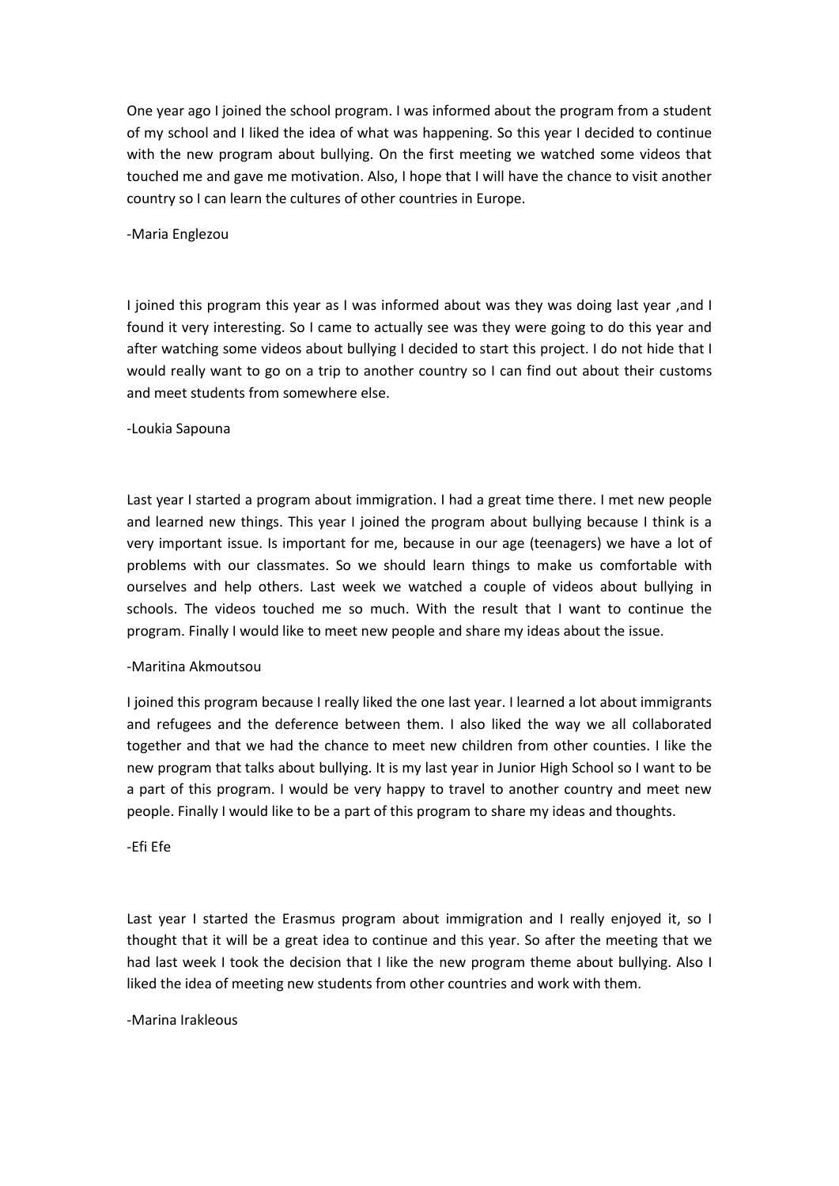One year ago I joined the school program. I was informed about the program from a student of my school and I liked the idea of what was happening. So this year I decided to continue with the new program about bullying. On the first meeting we watched some videos that touched me and gave me motivation. Also, I hope that I will have the chance to visit another country so I can learn the cultures of other countries in Europe.

-Maria Englezou

I joined this program this year as I was informed about was they was doing last year ,and I found it very interesting. So I came to actually see was they were going to do this year and after watching some videos about bullying I decided to start this project. I do not hide that I would really want to go on a trip to another country so I can find out about their customs and meet students from somewhere else.

-Loukia Sapouna

Last year I started a program about immigration. I had a great time there. I met new people and learned new things. This year I joined the program about bullying because I think is a very important issue. Is important for me, because in our age (teenagers) we have a lot of problems with our classmates. So we should learn things to make us comfortable with ourselves and help others. Last week we watched a couple of videos about bullying in schools. The videos touched me so much. With the result that I want to continue the program. Finally I would like to meet new people and share my ideas about the issue.

-Maritina Akmoutsou

I joined this program because I really liked the one last year. I learned a lot about immigrants and refugees and the deference between them. I also liked the way we all collaborated together and that we had the chance to meet new children from other counties. I like the new program that talks about bullying. It is my last year in Junior High School so I want to be a part of this program. I would be very happy to travel to another country and meet new people. Finally I would like to be a part of this program to share my ideas and thoughts.

-Efi Efe

Last year I started the Erasmus program about immigration and I really enjoyed it, so I thought that it will be a great idea to continue and this year. So after the meeting that we had last week I took the decision that I like the new program theme about bullying. Also I liked the idea of meeting new students from other countries and work with them.

-Marina Irakleous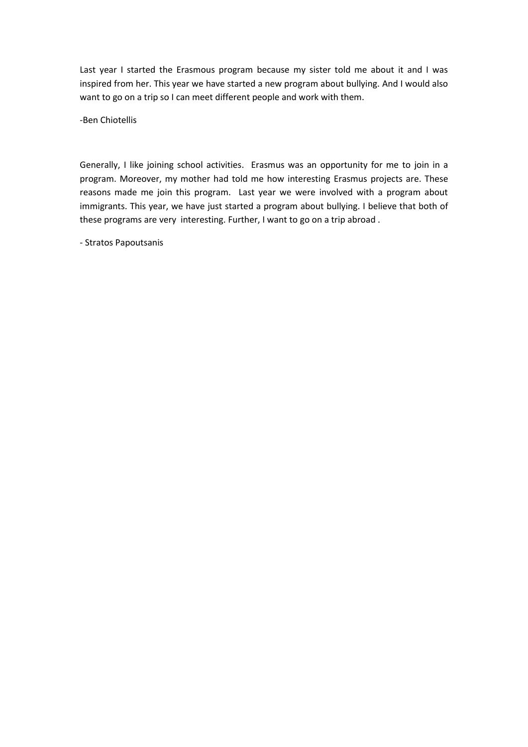Last year I started the Erasmous program because my sister told me about it and I was inspired from her. This year we have started a new program about bullying. And I would also want to go on a trip so I can meet different people and work with them.

-Ben Chiotellis

Generally, I like joining school activities. Erasmus was an opportunity for me to join in a program. Moreover, my mother had told me how interesting Erasmus projects are. These reasons made me join this program. Last year we were involved with a program about immigrants. This year, we have just started a program about bullying. I believe that both of these programs are very interesting. Further, I want to go on a trip abroad .

- Stratos Papoutsanis